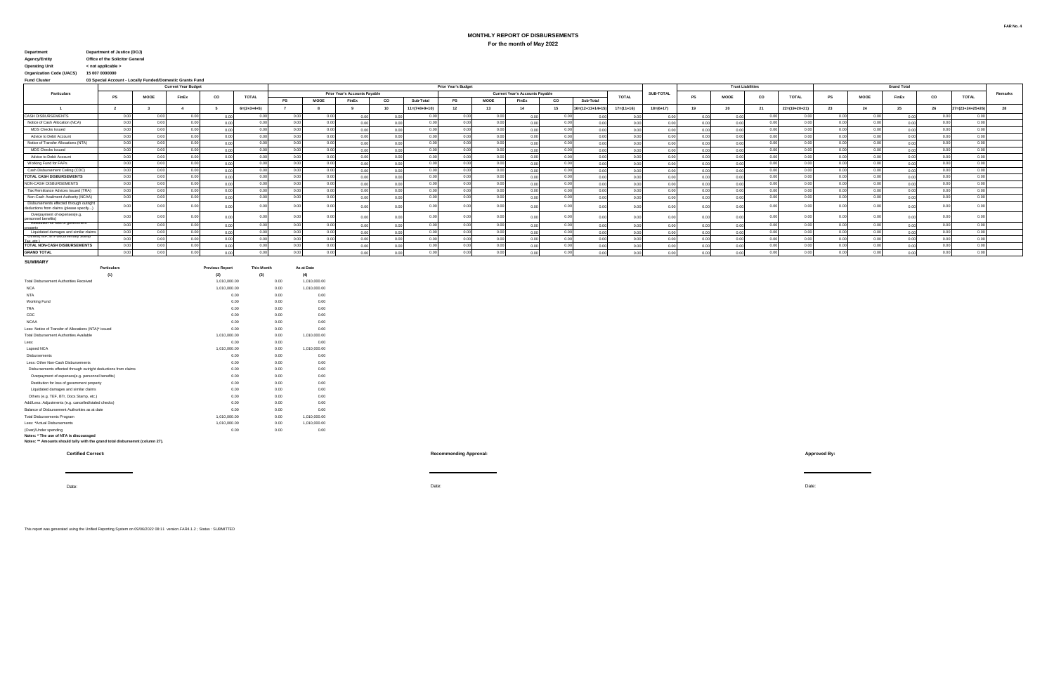FAR No. 4

# MONTHLY REPORT OF DISBURSEMENTS

**For the month of May 2022**

**Department** Department of Justice (DOJ)
**Agency/Entity** Office of the Solicitor General
**Operating Unit** < not applicable >
**Organization Code (UACS)** 15 007 0000000
**Fund Cluster** 03 Special Account - Locally Funded/Domestic Grants Fund

| Particulars | Current Year Budget | | | | | Prior Year's Budget | | | | | | | | | | | | Trust Liabilities | | | | Grand Total | | | | | Remarks |
|---|---|---|---|---|---|---|---|---|---|---|---|---|---|---|---|---|---|---|---|---|---|---|---|---|---|---|---|
| | | | | | | Prior Year's Accounts Payable | | | | | Current Year's Accounts Payable | | | | | TOTAL | SUB-TOTAL | | | | | | | | | | |
| | PS | MOOE | FinEx | CO | TOTAL | PS | MOOE | FinEx | CO | Sub-Total | PS | MOOE | FinEx | CO | Sub-Total | | | PS | MOOE | CO | TOTAL | PS | MOOE | FinEx | CO | TOTAL | |
| 1 | 2 | 3 | 4 | 5 | 6=(2+3+4+5) | 7 | 8 | 9 | 10 | 11=(7+8+9+10) | 12 | 13 | 14 | 15 | 16=(12+13+14+15) | 17=(11+16) | 18=(6+17) | 19 | 20 | 21 | 22=(19+20+21) | 23 | 24 | 25 | 26 | 27=(23+24+25+26) | 28 |
| CASH DISBURSEMENTS | 0.00 | 0.00 | 0.00 | 0.00 | 0.00 | 0.00 | 0.00 | 0.00 | 0.00 | 0.00 | 0.00 | 0.00 | 0.00 | 0.00 | 0.00 | 0.00 | 0.00 | 0.00 | 0.00 | 0.00 | 0.00 | 0.00 | 0.00 | 0.00 | 0.00 | 0.00 | |
| Notice of Cash Allocation (NCA) | 0.00 | 0.00 | 0.00 | 0.00 | 0.00 | 0.00 | 0.00 | 0.00 | 0.00 | 0.00 | 0.00 | 0.00 | 0.00 | 0.00 | 0.00 | 0.00 | 0.00 | 0.00 | 0.00 | 0.00 | 0.00 | 0.00 | 0.00 | 0.00 | 0.00 | 0.00 | |
| MDS Checks Issued | 0.00 | 0.00 | 0.00 | 0.00 | 0.00 | 0.00 | 0.00 | 0.00 | 0.00 | 0.00 | 0.00 | 0.00 | 0.00 | 0.00 | 0.00 | 0.00 | 0.00 | 0.00 | 0.00 | 0.00 | 0.00 | 0.00 | 0.00 | 0.00 | 0.00 | 0.00 | |
| Advice to Debit Account | 0.00 | 0.00 | 0.00 | 0.00 | 0.00 | 0.00 | 0.00 | 0.00 | 0.00 | 0.00 | 0.00 | 0.00 | 0.00 | 0.00 | 0.00 | 0.00 | 0.00 | 0.00 | 0.00 | 0.00 | 0.00 | 0.00 | 0.00 | 0.00 | 0.00 | 0.00 | |
| Notice of Transfer Allocations (NTA) | 0.00 | 0.00 | 0.00 | 0.00 | 0.00 | 0.00 | 0.00 | 0.00 | 0.00 | 0.00 | 0.00 | 0.00 | 0.00 | 0.00 | 0.00 | 0.00 | 0.00 | 0.00 | 0.00 | 0.00 | 0.00 | 0.00 | 0.00 | 0.00 | 0.00 | 0.00 | |
| MDS Checks Issued | 0.00 | 0.00 | 0.00 | 0.00 | 0.00 | 0.00 | 0.00 | 0.00 | 0.00 | 0.00 | 0.00 | 0.00 | 0.00 | 0.00 | 0.00 | 0.00 | 0.00 | 0.00 | 0.00 | 0.00 | 0.00 | 0.00 | 0.00 | 0.00 | 0.00 | 0.00 | |
| Advice to Debit Account | 0.00 | 0.00 | 0.00 | 0.00 | 0.00 | 0.00 | 0.00 | 0.00 | 0.00 | 0.00 | 0.00 | 0.00 | 0.00 | 0.00 | 0.00 | 0.00 | 0.00 | 0.00 | 0.00 | 0.00 | 0.00 | 0.00 | 0.00 | 0.00 | 0.00 | 0.00 | |
| Working Fund for FAPs | 0.00 | 0.00 | 0.00 | 0.00 | 0.00 | 0.00 | 0.00 | 0.00 | 0.00 | 0.00 | 0.00 | 0.00 | 0.00 | 0.00 | 0.00 | 0.00 | 0.00 | 0.00 | 0.00 | 0.00 | 0.00 | 0.00 | 0.00 | 0.00 | 0.00 | 0.00 | |
| Cash Disbursement Ceiling (CDC) | 0.00 | 0.00 | 0.00 | 0.00 | 0.00 | 0.00 | 0.00 | 0.00 | 0.00 | 0.00 | 0.00 | 0.00 | 0.00 | 0.00 | 0.00 | 0.00 | 0.00 | 0.00 | 0.00 | 0.00 | 0.00 | 0.00 | 0.00 | 0.00 | 0.00 | 0.00 | |
| TOTAL CASH DISBURSEMENTS | 0.00 | 0.00 | 0.00 | 0.00 | 0.00 | 0.00 | 0.00 | 0.00 | 0.00 | 0.00 | 0.00 | 0.00 | 0.00 | 0.00 | 0.00 | 0.00 | 0.00 | 0.00 | 0.00 | 0.00 | 0.00 | 0.00 | 0.00 | 0.00 | 0.00 | 0.00 | |
| NON-CASH DISBURSEMENTS | 0.00 | 0.00 | 0.00 | 0.00 | 0.00 | 0.00 | 0.00 | 0.00 | 0.00 | 0.00 | 0.00 | 0.00 | 0.00 | 0.00 | 0.00 | 0.00 | 0.00 | 0.00 | 0.00 | 0.00 | 0.00 | 0.00 | 0.00 | 0.00 | 0.00 | 0.00 | |
| Tax Remittance Advices Issued (TRA) | 0.00 | 0.00 | 0.00 | 0.00 | 0.00 | 0.00 | 0.00 | 0.00 | 0.00 | 0.00 | 0.00 | 0.00 | 0.00 | 0.00 | 0.00 | 0.00 | 0.00 | 0.00 | 0.00 | 0.00 | 0.00 | 0.00 | 0.00 | 0.00 | 0.00 | 0.00 | |
| Non-Cash Availment Authority (NCAA) | 0.00 | 0.00 | 0.00 | 0.00 | 0.00 | 0.00 | 0.00 | 0.00 | 0.00 | 0.00 | 0.00 | 0.00 | 0.00 | 0.00 | 0.00 | 0.00 | 0.00 | 0.00 | 0.00 | 0.00 | 0.00 | 0.00 | 0.00 | 0.00 | 0.00 | 0.00 | |
| Disbursements effected through outright deductions from claims (please specify...) | 0.00 | 0.00 | 0.00 | 0.00 | 0.00 | 0.00 | 0.00 | 0.00 | 0.00 | 0.00 | 0.00 | 0.00 | 0.00 | 0.00 | 0.00 | 0.00 | 0.00 | 0.00 | 0.00 | 0.00 | 0.00 | 0.00 | 0.00 | 0.00 | 0.00 | 0.00 | |
| Overpayment of expenses(e.g. personnel benefits) | 0.00 | 0.00 | 0.00 | 0.00 | 0.00 | 0.00 | 0.00 | 0.00 | 0.00 | 0.00 | 0.00 | 0.00 | 0.00 | 0.00 | 0.00 | 0.00 | 0.00 | 0.00 | 0.00 | 0.00 | 0.00 | 0.00 | 0.00 | 0.00 | 0.00 | 0.00 | |
| Restitution for loss of government property | 0.00 | 0.00 | 0.00 | 0.00 | 0.00 | 0.00 | 0.00 | 0.00 | 0.00 | 0.00 | 0.00 | 0.00 | 0.00 | 0.00 | 0.00 | 0.00 | 0.00 | 0.00 | 0.00 | 0.00 | 0.00 | 0.00 | 0.00 | 0.00 | 0.00 | 0.00 | |
| Liquidated damages and similar claims | 0.00 | 0.00 | 0.00 | 0.00 | 0.00 | 0.00 | 0.00 | 0.00 | 0.00 | 0.00 | 0.00 | 0.00 | 0.00 | 0.00 | 0.00 | 0.00 | 0.00 | 0.00 | 0.00 | 0.00 | 0.00 | 0.00 | 0.00 | 0.00 | 0.00 | 0.00 | |
| Others (e.g. TEF, BTr, Documentary Stamp Tax, etc.) | 0.00 | 0.00 | 0.00 | 0.00 | 0.00 | 0.00 | 0.00 | 0.00 | 0.00 | 0.00 | 0.00 | 0.00 | 0.00 | 0.00 | 0.00 | 0.00 | 0.00 | 0.00 | 0.00 | 0.00 | 0.00 | 0.00 | 0.00 | 0.00 | 0.00 | 0.00 | |
| TOTAL NON-CASH DISBURSEMENTS | 0.00 | 0.00 | 0.00 | 0.00 | 0.00 | 0.00 | 0.00 | 0.00 | 0.00 | 0.00 | 0.00 | 0.00 | 0.00 | 0.00 | 0.00 | 0.00 | 0.00 | 0.00 | 0.00 | 0.00 | 0.00 | 0.00 | 0.00 | 0.00 | 0.00 | 0.00 | |
| GRAND TOTAL | 0.00 | 0.00 | 0.00 | 0.00 | 0.00 | 0.00 | 0.00 | 0.00 | 0.00 | 0.00 | 0.00 | 0.00 | 0.00 | 0.00 | 0.00 | 0.00 | 0.00 | 0.00 | 0.00 | 0.00 | 0.00 | 0.00 | 0.00 | 0.00 | 0.00 | 0.00 | |

## SUMMARY

| Particulars | Previous Report | This Month | As at Date |
|---|---|---|---|
| (1) | (2) | (3) | (4) |
| Total Disbursement Authorities Received | 1,010,000.00 | 0.00 | 1,010,000.00 |
| NCA | 1,010,000.00 | 0.00 | 1,010,000.00 |
| NTA | 0.00 | 0.00 | 0.00 |
| Working Fund | 0.00 | 0.00 | 0.00 |
| TRA | 0.00 | 0.00 | 0.00 |
| CDC | 0.00 | 0.00 | 0.00 |
| NCAA | 0.00 | 0.00 | 0.00 |
| Less: Notice of Transfer of Allocations (NTA)* issued | 0.00 | 0.00 | 0.00 |
| Total Disbursement Authorities Available | 1,010,000.00 | 0.00 | 1,010,000.00 |
| Less: | 0.00 | 0.00 | 0.00 |
| Lapsed NCA | 1,010,000.00 | 0.00 | 1,010,000.00 |
| Disbursements | 0.00 | 0.00 | 0.00 |
| Less: Other Non-Cash Disbursements | 0.00 | 0.00 | 0.00 |
| Disbursements effected through outright deductions from claims | 0.00 | 0.00 | 0.00 |
| Overpayment of expenses(e.g. personnel benefits) | 0.00 | 0.00 | 0.00 |
| Restitution for loss of government property | 0.00 | 0.00 | 0.00 |
| Liquidated damages and similar claims | 0.00 | 0.00 | 0.00 |
| Others (e.g. TEF, BTr, Docs Stamp, etc.) | 0.00 | 0.00 | 0.00 |
| Add/Less: Adjustments (e.g. cancelled/staled checks) | 0.00 | 0.00 | 0.00 |
| Balance of Disbursement Authorities as at date | 0.00 | 0.00 | 0.00 |
| Total Disbursements Program | 1,010,000.00 | 0.00 | 1,010,000.00 |
| Less: *Actual Disbursements | 1,010,000.00 | 0.00 | 1,010,000.00 |
| (Over)/Under spending | 0.00 | 0.00 | 0.00 |

**Notes: * The use of NTA is discouraged**

**Notes: ** Amounts should tally with the grand total disbursemnt (column 27).**

**Certified Correct:** | **Recommending Approval:** | **Approved By:**

Date: | Date: | Date:

This report was generated using the Unified Reporting System on 09/06/2022 08:11 version.FAR4.1.2 ; Status : SUBMITTED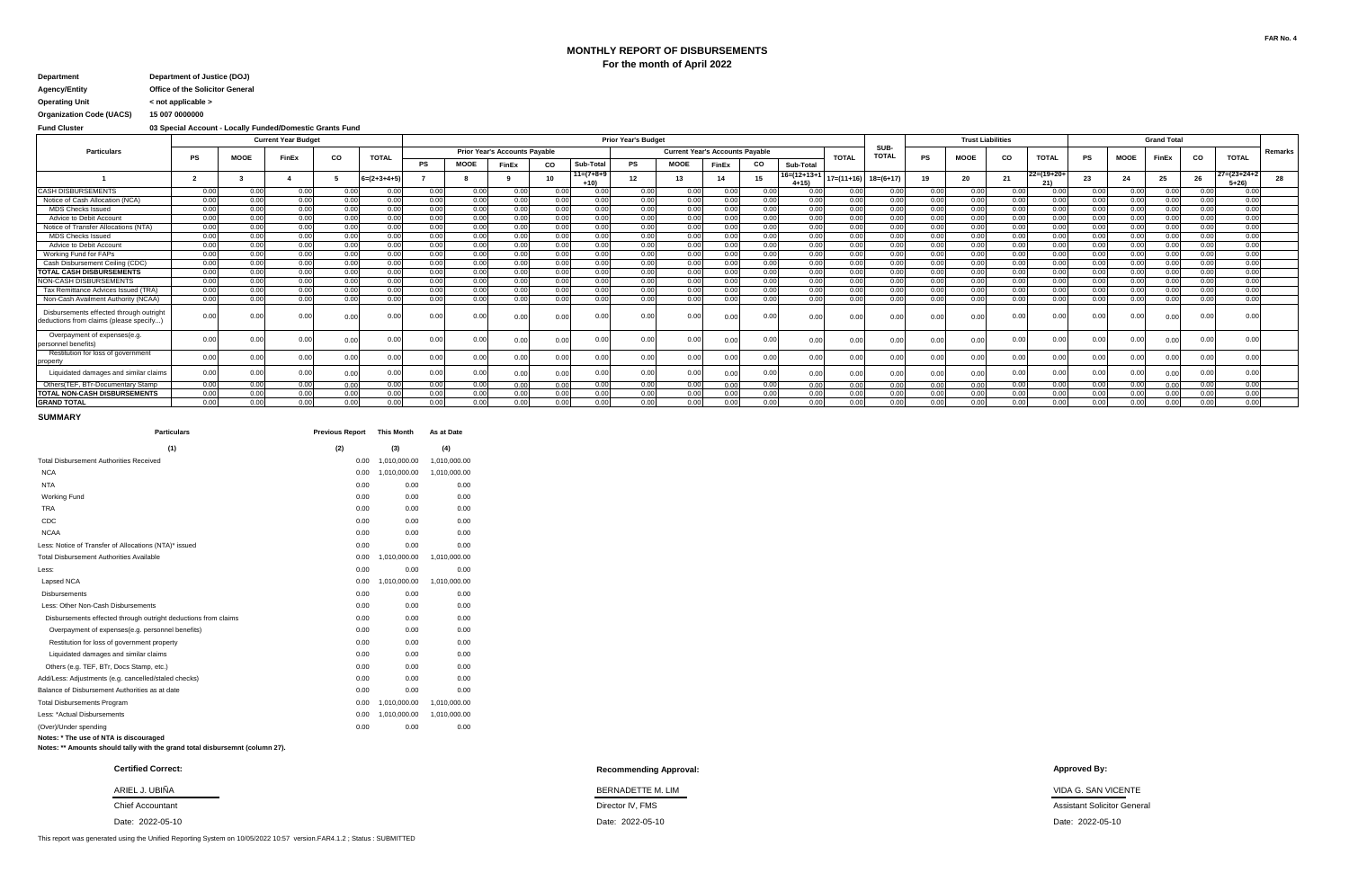FAR No. 4

# MONTHLY REPORT OF DISBURSEMENTS
## For the month of April 2022

**Department** Department of Justice (DOJ)

**Agency/Entity** Office of the Solicitor General

**Operating Unit** < not applicable >

**Organization Code (UACS)** 15 007 0000000

**Fund Cluster** 03 Special Account - Locally Funded/Domestic Grants Fund

| Particulars | Current Year Budget | | | | | Prior Year's Budget | | | | | | | | | | | SUB-TOTAL | Trust Liabilities | | | | Grand Total | | | | | Remarks |
|---|---|---|---|---|---|---|---|---|---|---|---|---|---|---|---|---|---|---|---|---|---|---|---|---|---|---|---|
| | PS | MOOE | FinEx | CO | TOTAL | Prior Year's Accounts Payable | | | | | Current Year's Accounts Payable | | | | | TOTAL | | PS | MOOE | CO | TOTAL | PS | MOOE | FinEx | CO | TOTAL | |
| | | | | | | PS | MOOE | FinEx | CO | Sub-Total | PS | MOOE | FinEx | CO | Sub-Total | | | | | | | | | | | | |
| 1 | 2 | 3 | 4 | 5 | 6=(2+3+4+5) | 7 | 8 | 9 | 10 | 11=(7+8+9+10) | 12 | 13 | 14 | 15 | 16=(12+13+14+15) | 17=(11+16) | 18=(6+17) | 19 | 20 | 21 | 22=(19+20+21) | 23 | 24 | 25 | 26 | 27=(23+24+25+26) | 28 |
| CASH DISBURSEMENTS | 0.00 | 0.00 | 0.00 | 0.00 | 0.00 | 0.00 | 0.00 | 0.00 | 0.00 | 0.00 | 0.00 | 0.00 | 0.00 | 0.00 | 0.00 | 0.00 | 0.00 | 0.00 | 0.00 | 0.00 | 0.00 | 0.00 | 0.00 | 0.00 | 0.00 | 0.00 | |
| Notice of Cash Allocation (NCA) | 0.00 | 0.00 | 0.00 | 0.00 | 0.00 | 0.00 | 0.00 | 0.00 | 0.00 | 0.00 | 0.00 | 0.00 | 0.00 | 0.00 | 0.00 | 0.00 | 0.00 | 0.00 | 0.00 | 0.00 | 0.00 | 0.00 | 0.00 | 0.00 | 0.00 | 0.00 | |
| MDS Checks Issued | 0.00 | 0.00 | 0.00 | 0.00 | 0.00 | 0.00 | 0.00 | 0.00 | 0.00 | 0.00 | 0.00 | 0.00 | 0.00 | 0.00 | 0.00 | 0.00 | 0.00 | 0.00 | 0.00 | 0.00 | 0.00 | 0.00 | 0.00 | 0.00 | 0.00 | 0.00 | |
| Advice to Debit Account | 0.00 | 0.00 | 0.00 | 0.00 | 0.00 | 0.00 | 0.00 | 0.00 | 0.00 | 0.00 | 0.00 | 0.00 | 0.00 | 0.00 | 0.00 | 0.00 | 0.00 | 0.00 | 0.00 | 0.00 | 0.00 | 0.00 | 0.00 | 0.00 | 0.00 | 0.00 | |
| Notice of Transfer Allocations (NTA) | 0.00 | 0.00 | 0.00 | 0.00 | 0.00 | 0.00 | 0.00 | 0.00 | 0.00 | 0.00 | 0.00 | 0.00 | 0.00 | 0.00 | 0.00 | 0.00 | 0.00 | 0.00 | 0.00 | 0.00 | 0.00 | 0.00 | 0.00 | 0.00 | 0.00 | 0.00 | |
| MDS Checks Issued | 0.00 | 0.00 | 0.00 | 0.00 | 0.00 | 0.00 | 0.00 | 0.00 | 0.00 | 0.00 | 0.00 | 0.00 | 0.00 | 0.00 | 0.00 | 0.00 | 0.00 | 0.00 | 0.00 | 0.00 | 0.00 | 0.00 | 0.00 | 0.00 | 0.00 | 0.00 | |
| Advice to Debit Account | 0.00 | 0.00 | 0.00 | 0.00 | 0.00 | 0.00 | 0.00 | 0.00 | 0.00 | 0.00 | 0.00 | 0.00 | 0.00 | 0.00 | 0.00 | 0.00 | 0.00 | 0.00 | 0.00 | 0.00 | 0.00 | 0.00 | 0.00 | 0.00 | 0.00 | 0.00 | |
| Working Fund for FAPs | 0.00 | 0.00 | 0.00 | 0.00 | 0.00 | 0.00 | 0.00 | 0.00 | 0.00 | 0.00 | 0.00 | 0.00 | 0.00 | 0.00 | 0.00 | 0.00 | 0.00 | 0.00 | 0.00 | 0.00 | 0.00 | 0.00 | 0.00 | 0.00 | 0.00 | 0.00 | |
| Cash Disbursement Ceiling (CDC) | 0.00 | 0.00 | 0.00 | 0.00 | 0.00 | 0.00 | 0.00 | 0.00 | 0.00 | 0.00 | 0.00 | 0.00 | 0.00 | 0.00 | 0.00 | 0.00 | 0.00 | 0.00 | 0.00 | 0.00 | 0.00 | 0.00 | 0.00 | 0.00 | 0.00 | 0.00 | |
| **TOTAL CASH DISBURSEMENTS** | 0.00 | 0.00 | 0.00 | 0.00 | 0.00 | 0.00 | 0.00 | 0.00 | 0.00 | 0.00 | 0.00 | 0.00 | 0.00 | 0.00 | 0.00 | 0.00 | 0.00 | 0.00 | 0.00 | 0.00 | 0.00 | 0.00 | 0.00 | 0.00 | 0.00 | 0.00 | |
| NON-CASH DISBURSEMENTS | 0.00 | 0.00 | 0.00 | 0.00 | 0.00 | 0.00 | 0.00 | 0.00 | 0.00 | 0.00 | 0.00 | 0.00 | 0.00 | 0.00 | 0.00 | 0.00 | 0.00 | 0.00 | 0.00 | 0.00 | 0.00 | 0.00 | 0.00 | 0.00 | 0.00 | 0.00 | |
| Tax Remittance Advices Issued (TRA) | 0.00 | 0.00 | 0.00 | 0.00 | 0.00 | 0.00 | 0.00 | 0.00 | 0.00 | 0.00 | 0.00 | 0.00 | 0.00 | 0.00 | 0.00 | 0.00 | 0.00 | 0.00 | 0.00 | 0.00 | 0.00 | 0.00 | 0.00 | 0.00 | 0.00 | 0.00 | |
| Non-Cash Availment Authority (NCAA) | 0.00 | 0.00 | 0.00 | 0.00 | 0.00 | 0.00 | 0.00 | 0.00 | 0.00 | 0.00 | 0.00 | 0.00 | 0.00 | 0.00 | 0.00 | 0.00 | 0.00 | 0.00 | 0.00 | 0.00 | 0.00 | 0.00 | 0.00 | 0.00 | 0.00 | 0.00 | |
| Disbursements effected through outright deductions from claims (please specify...) | 0.00 | 0.00 | 0.00 | 0.00 | 0.00 | 0.00 | 0.00 | 0.00 | 0.00 | 0.00 | 0.00 | 0.00 | 0.00 | 0.00 | 0.00 | 0.00 | 0.00 | 0.00 | 0.00 | 0.00 | 0.00 | 0.00 | 0.00 | 0.00 | 0.00 | 0.00 | |
| Overpayment of expenses(e.g. personnel benefits) | 0.00 | 0.00 | 0.00 | 0.00 | 0.00 | 0.00 | 0.00 | 0.00 | 0.00 | 0.00 | 0.00 | 0.00 | 0.00 | 0.00 | 0.00 | 0.00 | 0.00 | 0.00 | 0.00 | 0.00 | 0.00 | 0.00 | 0.00 | 0.00 | 0.00 | 0.00 | |
| Restitution for loss of government property | 0.00 | 0.00 | 0.00 | 0.00 | 0.00 | 0.00 | 0.00 | 0.00 | 0.00 | 0.00 | 0.00 | 0.00 | 0.00 | 0.00 | 0.00 | 0.00 | 0.00 | 0.00 | 0.00 | 0.00 | 0.00 | 0.00 | 0.00 | 0.00 | 0.00 | 0.00 | |
| Liquidated damages and similar claims | 0.00 | 0.00 | 0.00 | 0.00 | 0.00 | 0.00 | 0.00 | 0.00 | 0.00 | 0.00 | 0.00 | 0.00 | 0.00 | 0.00 | 0.00 | 0.00 | 0.00 | 0.00 | 0.00 | 0.00 | 0.00 | 0.00 | 0.00 | 0.00 | 0.00 | 0.00 | |
| Others(TEF, BTr-Documentary Stamp | 0.00 | 0.00 | 0.00 | 0.00 | 0.00 | 0.00 | 0.00 | 0.00 | 0.00 | 0.00 | 0.00 | 0.00 | 0.00 | 0.00 | 0.00 | 0.00 | 0.00 | 0.00 | 0.00 | 0.00 | 0.00 | 0.00 | 0.00 | 0.00 | 0.00 | 0.00 | |
| **TOTAL NON-CASH DISBURSEMENTS** | 0.00 | 0.00 | 0.00 | 0.00 | 0.00 | 0.00 | 0.00 | 0.00 | 0.00 | 0.00 | 0.00 | 0.00 | 0.00 | 0.00 | 0.00 | 0.00 | 0.00 | 0.00 | 0.00 | 0.00 | 0.00 | 0.00 | 0.00 | 0.00 | 0.00 | 0.00 | |
| **GRAND TOTAL** | 0.00 | 0.00 | 0.00 | 0.00 | 0.00 | 0.00 | 0.00 | 0.00 | 0.00 | 0.00 | 0.00 | 0.00 | 0.00 | 0.00 | 0.00 | 0.00 | 0.00 | 0.00 | 0.00 | 0.00 | 0.00 | 0.00 | 0.00 | 0.00 | 0.00 | 0.00 | |

**SUMMARY**

| Particulars | Previous Report | This Month | As at Date |
|---|---|---|---|
| (1) | (2) | (3) | (4) |
| Total Disbursement Authorities Received | 0.00 | 1,010,000.00 | 1,010,000.00 |
| NCA | 0.00 | 1,010,000.00 | 1,010,000.00 |
| NTA | 0.00 | 0.00 | 0.00 |
| Working Fund | 0.00 | 0.00 | 0.00 |
| TRA | 0.00 | 0.00 | 0.00 |
| CDC | 0.00 | 0.00 | 0.00 |
| NCAA | 0.00 | 0.00 | 0.00 |
| Less: Notice of Transfer of Allocations (NTA)* issued | 0.00 | 0.00 | 0.00 |
| Total Disbursement Authorities Available | 0.00 | 1,010,000.00 | 1,010,000.00 |
| Less: | 0.00 | 0.00 | 0.00 |
| Lapsed NCA | 0.00 | 1,010,000.00 | 1,010,000.00 |
| Disbursements | 0.00 | 0.00 | 0.00 |
| Less: Other Non-Cash Disbursements | 0.00 | 0.00 | 0.00 |
| Disbursements effected through outright deductions from claims | 0.00 | 0.00 | 0.00 |
| Overpayment of expenses(e.g. personnel benefits) | 0.00 | 0.00 | 0.00 |
| Restitution for loss of government property | 0.00 | 0.00 | 0.00 |
| Liquidated damages and similar claims | 0.00 | 0.00 | 0.00 |
| Others (e.g. TEF, BTr, Docs Stamp, etc.) | 0.00 | 0.00 | 0.00 |
| Add/Less: Adjustments (e.g. cancelled/staled checks) | 0.00 | 0.00 | 0.00 |
| Balance of Disbursement Authorities as at date | 0.00 | 0.00 | 0.00 |
| Total Disbursements Program | 0.00 | 1,010,000.00 | 1,010,000.00 |
| Less: *Actual Disbursements | 0.00 | 1,010,000.00 | 1,010,000.00 |
| (Over)/Under spending | 0.00 | 0.00 | 0.00 |

**Notes: * The use of NTA is discouraged**

**Notes: ** Amounts should tally with the grand total disbursemnt (column 27).**

| **Certified Correct:** | **Recommending Approval:** | **Approved By:** |
|---|---|---|
| ARIEL J. UBIÑA | BERNADETTE M. LIM | VIDA G. SAN VICENTE |
| Chief Accountant | Director IV, FMS | Assistant Solicitor General |
| Date: 2022-05-10 | Date: 2022-05-10 | Date: 2022-05-10 |

This report was generated using the Unified Reporting System on 10/05/2022 10:57 version.FAR4.1.2 ; Status : SUBMITTED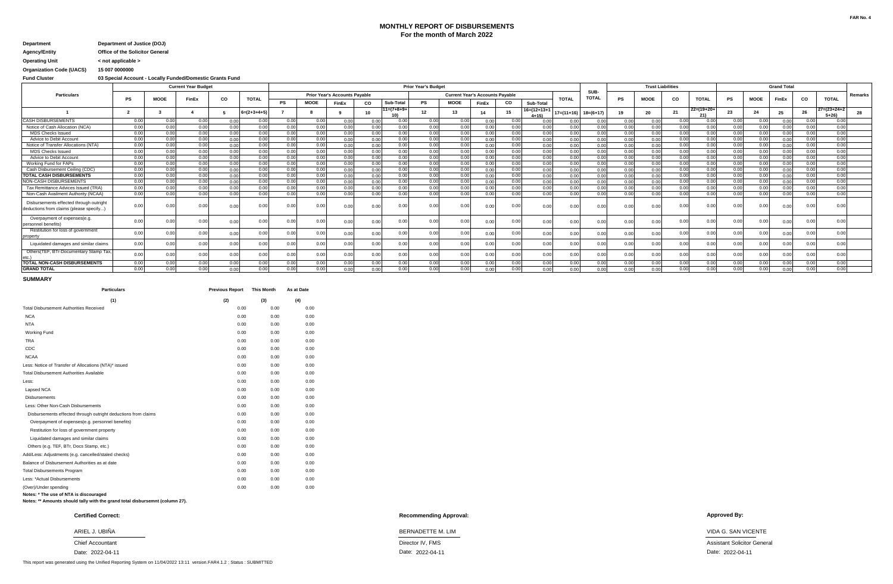FAR No. 4

# MONTHLY REPORT OF DISBURSEMENTS
## For the month of March 2022

**Department** Department of Justice (DOJ)
**Agency/Entity** Office of the Solicitor General
**Operating Unit** < not applicable >
**Organization Code (UACS)** 15 007 0000000
**Fund Cluster** 03 Special Account - Locally Funded/Domestic Grants Fund

| Particulars | Current Year Budget | | | | | Prior Year's Budget | | | | | | | | | | | SUB-TOTAL | Trust Liabilities | | | | Grand Total | | | | | Remarks |
|---|---|---|---|---|---|---|---|---|---|---|---|---|---|---|---|---|---|---|---|---|---|---|---|---|---|---|---|
| | PS | MOOE | FinEx | CO | TOTAL | Prior Year's Accounts Payable | | | | | Current Year's Accounts Payable | | | | | TOTAL | | PS | MOOE | CO | TOTAL | PS | MOOE | FinEx | CO | TOTAL | |
| | | | | | | PS | MOOE | FinEx | CO | Sub-Total | PS | MOOE | FinEx | CO | Sub-Total | | | | | | | | | | | | |
| 1 | 2 | 3 | 4 | 5 | 6=(2+3+4+5) | 7 | 8 | 9 | 10 | 11=(7+8+9+10) | 12 | 13 | 14 | 15 | 16=(12+13+14+15) | 17=(11+16) | 18=(6+17) | 19 | 20 | 21 | 22=(19+20+21) | 23 | 24 | 25 | 26 | 27=(23+24+25+26) | 28 |
| CASH DISBURSEMENTS | 0.00 | 0.00 | 0.00 | 0.00 | 0.00 | 0.00 | 0.00 | 0.00 | 0.00 | 0.00 | 0.00 | 0.00 | 0.00 | 0.00 | 0.00 | 0.00 | 0.00 | 0.00 | 0.00 | 0.00 | 0.00 | 0.00 | 0.00 | 0.00 | 0.00 | 0.00 | |
| Notice of Cash Allocation (NCA) | 0.00 | 0.00 | 0.00 | 0.00 | 0.00 | 0.00 | 0.00 | 0.00 | 0.00 | 0.00 | 0.00 | 0.00 | 0.00 | 0.00 | 0.00 | 0.00 | 0.00 | 0.00 | 0.00 | 0.00 | 0.00 | 0.00 | 0.00 | 0.00 | 0.00 | 0.00 | |
| MDS Checks Issued | 0.00 | 0.00 | 0.00 | 0.00 | 0.00 | 0.00 | 0.00 | 0.00 | 0.00 | 0.00 | 0.00 | 0.00 | 0.00 | 0.00 | 0.00 | 0.00 | 0.00 | 0.00 | 0.00 | 0.00 | 0.00 | 0.00 | 0.00 | 0.00 | 0.00 | 0.00 | |
| Advice to Debit Account | 0.00 | 0.00 | 0.00 | 0.00 | 0.00 | 0.00 | 0.00 | 0.00 | 0.00 | 0.00 | 0.00 | 0.00 | 0.00 | 0.00 | 0.00 | 0.00 | 0.00 | 0.00 | 0.00 | 0.00 | 0.00 | 0.00 | 0.00 | 0.00 | 0.00 | 0.00 | |
| Notice of Transfer Allocations (NTA) | 0.00 | 0.00 | 0.00 | 0.00 | 0.00 | 0.00 | 0.00 | 0.00 | 0.00 | 0.00 | 0.00 | 0.00 | 0.00 | 0.00 | 0.00 | 0.00 | 0.00 | 0.00 | 0.00 | 0.00 | 0.00 | 0.00 | 0.00 | 0.00 | 0.00 | 0.00 | |
| MDS Checks Issued | 0.00 | 0.00 | 0.00 | 0.00 | 0.00 | 0.00 | 0.00 | 0.00 | 0.00 | 0.00 | 0.00 | 0.00 | 0.00 | 0.00 | 0.00 | 0.00 | 0.00 | 0.00 | 0.00 | 0.00 | 0.00 | 0.00 | 0.00 | 0.00 | 0.00 | 0.00 | |
| Advice to Debit Account | 0.00 | 0.00 | 0.00 | 0.00 | 0.00 | 0.00 | 0.00 | 0.00 | 0.00 | 0.00 | 0.00 | 0.00 | 0.00 | 0.00 | 0.00 | 0.00 | 0.00 | 0.00 | 0.00 | 0.00 | 0.00 | 0.00 | 0.00 | 0.00 | 0.00 | 0.00 | |
| Working Fund for FAPs | 0.00 | 0.00 | 0.00 | 0.00 | 0.00 | 0.00 | 0.00 | 0.00 | 0.00 | 0.00 | 0.00 | 0.00 | 0.00 | 0.00 | 0.00 | 0.00 | 0.00 | 0.00 | 0.00 | 0.00 | 0.00 | 0.00 | 0.00 | 0.00 | 0.00 | 0.00 | |
| Cash Disbursement Ceiling (CDC) | 0.00 | 0.00 | 0.00 | 0.00 | 0.00 | 0.00 | 0.00 | 0.00 | 0.00 | 0.00 | 0.00 | 0.00 | 0.00 | 0.00 | 0.00 | 0.00 | 0.00 | 0.00 | 0.00 | 0.00 | 0.00 | 0.00 | 0.00 | 0.00 | 0.00 | 0.00 | |
| **TOTAL CASH DISBURSEMENTS** | 0.00 | 0.00 | 0.00 | 0.00 | 0.00 | 0.00 | 0.00 | 0.00 | 0.00 | 0.00 | 0.00 | 0.00 | 0.00 | 0.00 | 0.00 | 0.00 | 0.00 | 0.00 | 0.00 | 0.00 | 0.00 | 0.00 | 0.00 | 0.00 | 0.00 | 0.00 | |
| NON-CASH DISBURSEMENTS | 0.00 | 0.00 | 0.00 | 0.00 | 0.00 | 0.00 | 0.00 | 0.00 | 0.00 | 0.00 | 0.00 | 0.00 | 0.00 | 0.00 | 0.00 | 0.00 | 0.00 | 0.00 | 0.00 | 0.00 | 0.00 | 0.00 | 0.00 | 0.00 | 0.00 | 0.00 | |
| Tax Remittance Advices Issued (TRA) | 0.00 | 0.00 | 0.00 | 0.00 | 0.00 | 0.00 | 0.00 | 0.00 | 0.00 | 0.00 | 0.00 | 0.00 | 0.00 | 0.00 | 0.00 | 0.00 | 0.00 | 0.00 | 0.00 | 0.00 | 0.00 | 0.00 | 0.00 | 0.00 | 0.00 | 0.00 | |
| Non-Cash Availment Authority (NCAA) | 0.00 | 0.00 | 0.00 | 0.00 | 0.00 | 0.00 | 0.00 | 0.00 | 0.00 | 0.00 | 0.00 | 0.00 | 0.00 | 0.00 | 0.00 | 0.00 | 0.00 | 0.00 | 0.00 | 0.00 | 0.00 | 0.00 | 0.00 | 0.00 | 0.00 | 0.00 | |
| Disbursements effected through outright deductions from claims (please specify...) | 0.00 | 0.00 | 0.00 | 0.00 | 0.00 | 0.00 | 0.00 | 0.00 | 0.00 | 0.00 | 0.00 | 0.00 | 0.00 | 0.00 | 0.00 | 0.00 | 0.00 | 0.00 | 0.00 | 0.00 | 0.00 | 0.00 | 0.00 | 0.00 | 0.00 | 0.00 | |
| Overpayment of expenses(e.g. personnel benefits) | 0.00 | 0.00 | 0.00 | 0.00 | 0.00 | 0.00 | 0.00 | 0.00 | 0.00 | 0.00 | 0.00 | 0.00 | 0.00 | 0.00 | 0.00 | 0.00 | 0.00 | 0.00 | 0.00 | 0.00 | 0.00 | 0.00 | 0.00 | 0.00 | 0.00 | 0.00 | |
| Restitution for loss of government property | 0.00 | 0.00 | 0.00 | 0.00 | 0.00 | 0.00 | 0.00 | 0.00 | 0.00 | 0.00 | 0.00 | 0.00 | 0.00 | 0.00 | 0.00 | 0.00 | 0.00 | 0.00 | 0.00 | 0.00 | 0.00 | 0.00 | 0.00 | 0.00 | 0.00 | 0.00 | |
| Liquidated damages and similar claims | 0.00 | 0.00 | 0.00 | 0.00 | 0.00 | 0.00 | 0.00 | 0.00 | 0.00 | 0.00 | 0.00 | 0.00 | 0.00 | 0.00 | 0.00 | 0.00 | 0.00 | 0.00 | 0.00 | 0.00 | 0.00 | 0.00 | 0.00 | 0.00 | 0.00 | 0.00 | |
| Others(TEF, BTr-Documentary Stamp Tax, etc.) | 0.00 | 0.00 | 0.00 | 0.00 | 0.00 | 0.00 | 0.00 | 0.00 | 0.00 | 0.00 | 0.00 | 0.00 | 0.00 | 0.00 | 0.00 | 0.00 | 0.00 | 0.00 | 0.00 | 0.00 | 0.00 | 0.00 | 0.00 | 0.00 | 0.00 | 0.00 | |
| **TOTAL NON-CASH DISBURSEMENTS** | 0.00 | 0.00 | 0.00 | 0.00 | 0.00 | 0.00 | 0.00 | 0.00 | 0.00 | 0.00 | 0.00 | 0.00 | 0.00 | 0.00 | 0.00 | 0.00 | 0.00 | 0.00 | 0.00 | 0.00 | 0.00 | 0.00 | 0.00 | 0.00 | 0.00 | 0.00 | |
| **GRAND TOTAL** | 0.00 | 0.00 | 0.00 | 0.00 | 0.00 | 0.00 | 0.00 | 0.00 | 0.00 | 0.00 | 0.00 | 0.00 | 0.00 | 0.00 | 0.00 | 0.00 | 0.00 | 0.00 | 0.00 | 0.00 | 0.00 | 0.00 | 0.00 | 0.00 | 0.00 | 0.00 | |

**SUMMARY**

| Particulars | Previous Report | This Month | As at Date |
|---|---|---|---|
| (1) | (2) | (3) | (4) |
| Total Disbursement Authorities Received | 0.00 | 0.00 | 0.00 |
| NCA | 0.00 | 0.00 | 0.00 |
| NTA | 0.00 | 0.00 | 0.00 |
| Working Fund | 0.00 | 0.00 | 0.00 |
| TRA | 0.00 | 0.00 | 0.00 |
| CDC | 0.00 | 0.00 | 0.00 |
| NCAA | 0.00 | 0.00 | 0.00 |
| Less: Notice of Transfer of Allocations (NTA)* issued | 0.00 | 0.00 | 0.00 |
| Total Disbursement Authorities Available | 0.00 | 0.00 | 0.00 |
| Less: | 0.00 | 0.00 | 0.00 |
| Lapsed NCA | 0.00 | 0.00 | 0.00 |
| Disbursements | 0.00 | 0.00 | 0.00 |
| Less: Other Non-Cash Disbursements | 0.00 | 0.00 | 0.00 |
| Disbursements effected through outright deductions from claims | 0.00 | 0.00 | 0.00 |
| Overpayment of expenses(e.g. personnel benefits) | 0.00 | 0.00 | 0.00 |
| Restitution for loss of government property | 0.00 | 0.00 | 0.00 |
| Liquidated damages and similar claims | 0.00 | 0.00 | 0.00 |
| Others (e.g. TEF, BTr, Docs Stamp, etc.) | 0.00 | 0.00 | 0.00 |
| Add/Less: Adjustments (e.g. cancelled/staled checks) | 0.00 | 0.00 | 0.00 |
| Balance of Disbursement Authorities as at date | 0.00 | 0.00 | 0.00 |
| Total Disbursements Program | 0.00 | 0.00 | 0.00 |
| Less: *Actual Disbursements | 0.00 | 0.00 | 0.00 |
| (Over)/Under spending | 0.00 | 0.00 | 0.00 |

**Notes: * The use of NTA is discouraged**
**Notes: ** Amounts should tally with the grand total disbursemnt (column 27).**

| Certified Correct: | Recommending Approval: | Approved By: |
|---|---|---|
| ARIEL J. UBIÑA | BERNADETTE M. LIM | VIDA G. SAN VICENTE |
| Chief Accountant | Director IV, FMS | Assistant Solicitor General |
| Date: 2022-04-11 | Date: 2022-04-11 | Date: 2022-04-11 |

This report was generated using the Unified Reporting System on 11/04/2022 13:11 version.FAR4.1.2 ; Status : SUBMITTED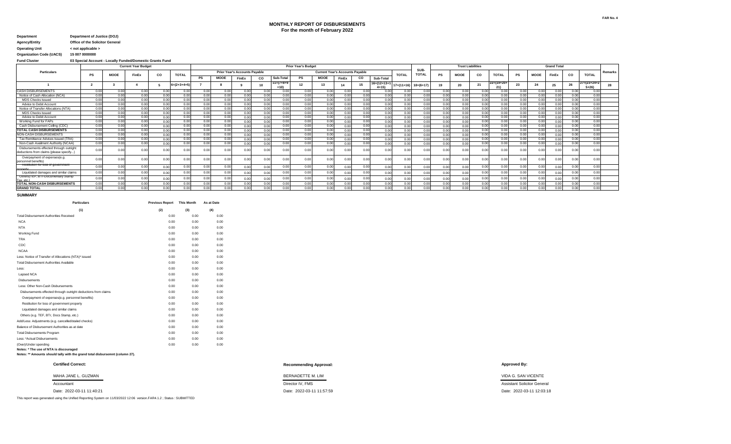FAR No. 4

# MONTHLY REPORT OF DISBURSEMENTS
## For the month of February 2022

**Department** Department of Justice (DOJ)
**Agency/Entity** Office of the Solicitor General
**Operating Unit** < not applicable >
**Organization Code (UACS)** 15 007 0000000
**Fund Cluster** 03 Special Account - Locally Funded/Domestic Grants Fund

| Particulars | Current Year Budget | | | | | Prior Year's Budget | | | | | | | | | | | | SUB-TOTAL | Trust Liabilities | | | | Grand Total | | | | | Remarks |
|---|---|---|---|---|---|---|---|---|---|---|---|---|---|---|---|---|---|---|---|---|---|---|---|---|---|---|---|---|
| | | | | | | Prior Year's Accounts Payable | | | | | Current Year's Accounts Payable | | | | | TOTAL | | | | | | | | | | | | |
| | PS | MOOE | FinEx | CO | TOTAL | PS | MOOE | FinEx | CO | Sub-Total | PS | MOOE | FinEx | CO | Sub-Total | | | | PS | MOOE | CO | TOTAL | PS | MOOE | FinEx | CO | TOTAL | |
| 1 | 2 | 3 | 4 | 5 | 6=(2+3+4+5) | 7 | 8 | 9 | 10 | 11=(7+8+9+10) | 12 | 13 | 14 | 15 | 16=(12+13+14+15) | 17=(11+16) | 18=(6+17) | | 19 | 20 | 21 | 22=(19+20+21) | 23 | 24 | 25 | 26 | 27=(23+24+25+26) | 28 |
| CASH DISBURSEMENTS | 0.00 | 0.00 | 0.00 | 0.00 | 0.00 | 0.00 | 0.00 | 0.00 | 0.00 | 0.00 | 0.00 | 0.00 | 0.00 | 0.00 | 0.00 | 0.00 | 0.00 | | 0.00 | 0.00 | 0.00 | 0.00 | 0.00 | 0.00 | 0.00 | 0.00 | 0.00 | |
| Notice of Cash Allocation (NCA) | 0.00 | 0.00 | 0.00 | 0.00 | 0.00 | 0.00 | 0.00 | 0.00 | 0.00 | 0.00 | 0.00 | 0.00 | 0.00 | 0.00 | 0.00 | 0.00 | 0.00 | | 0.00 | 0.00 | 0.00 | 0.00 | 0.00 | 0.00 | 0.00 | 0.00 | 0.00 | |
| MDS Checks Issued | 0.00 | 0.00 | 0.00 | 0.00 | 0.00 | 0.00 | 0.00 | 0.00 | 0.00 | 0.00 | 0.00 | 0.00 | 0.00 | 0.00 | 0.00 | 0.00 | 0.00 | | 0.00 | 0.00 | 0.00 | 0.00 | 0.00 | 0.00 | 0.00 | 0.00 | 0.00 | |
| Advice to Debit Account | 0.00 | 0.00 | 0.00 | 0.00 | 0.00 | 0.00 | 0.00 | 0.00 | 0.00 | 0.00 | 0.00 | 0.00 | 0.00 | 0.00 | 0.00 | 0.00 | 0.00 | | 0.00 | 0.00 | 0.00 | 0.00 | 0.00 | 0.00 | 0.00 | 0.00 | 0.00 | |
| Notice of Transfer Allocations (NTA) | 0.00 | 0.00 | 0.00 | 0.00 | 0.00 | 0.00 | 0.00 | 0.00 | 0.00 | 0.00 | 0.00 | 0.00 | 0.00 | 0.00 | 0.00 | 0.00 | 0.00 | | 0.00 | 0.00 | 0.00 | 0.00 | 0.00 | 0.00 | 0.00 | 0.00 | 0.00 | |
| MDS Checks Issued | 0.00 | 0.00 | 0.00 | 0.00 | 0.00 | 0.00 | 0.00 | 0.00 | 0.00 | 0.00 | 0.00 | 0.00 | 0.00 | 0.00 | 0.00 | 0.00 | 0.00 | | 0.00 | 0.00 | 0.00 | 0.00 | 0.00 | 0.00 | 0.00 | 0.00 | 0.00 | |
| Advice to Debit Account | 0.00 | 0.00 | 0.00 | 0.00 | 0.00 | 0.00 | 0.00 | 0.00 | 0.00 | 0.00 | 0.00 | 0.00 | 0.00 | 0.00 | 0.00 | 0.00 | 0.00 | | 0.00 | 0.00 | 0.00 | 0.00 | 0.00 | 0.00 | 0.00 | 0.00 | 0.00 | |
| Working Fund for FAPs | 0.00 | 0.00 | 0.00 | 0.00 | 0.00 | 0.00 | 0.00 | 0.00 | 0.00 | 0.00 | 0.00 | 0.00 | 0.00 | 0.00 | 0.00 | 0.00 | 0.00 | | 0.00 | 0.00 | 0.00 | 0.00 | 0.00 | 0.00 | 0.00 | 0.00 | 0.00 | |
| Cash Disbursement Ceiling (CDC) | 0.00 | 0.00 | 0.00 | 0.00 | 0.00 | 0.00 | 0.00 | 0.00 | 0.00 | 0.00 | 0.00 | 0.00 | 0.00 | 0.00 | 0.00 | 0.00 | 0.00 | | 0.00 | 0.00 | 0.00 | 0.00 | 0.00 | 0.00 | 0.00 | 0.00 | 0.00 | |
| TOTAL CASH DISBURSEMENTS | 0.00 | 0.00 | 0.00 | 0.00 | 0.00 | 0.00 | 0.00 | 0.00 | 0.00 | 0.00 | 0.00 | 0.00 | 0.00 | 0.00 | 0.00 | 0.00 | 0.00 | | 0.00 | 0.00 | 0.00 | 0.00 | 0.00 | 0.00 | 0.00 | 0.00 | 0.00 | |
| NON-CASH DISBURSEMENTS | 0.00 | 0.00 | 0.00 | 0.00 | 0.00 | 0.00 | 0.00 | 0.00 | 0.00 | 0.00 | 0.00 | 0.00 | 0.00 | 0.00 | 0.00 | 0.00 | 0.00 | | 0.00 | 0.00 | 0.00 | 0.00 | 0.00 | 0.00 | 0.00 | 0.00 | 0.00 | |
| Tax Remittance Advices Issued (TRA) | 0.00 | 0.00 | 0.00 | 0.00 | 0.00 | 0.00 | 0.00 | 0.00 | 0.00 | 0.00 | 0.00 | 0.00 | 0.00 | 0.00 | 0.00 | 0.00 | 0.00 | | 0.00 | 0.00 | 0.00 | 0.00 | 0.00 | 0.00 | 0.00 | 0.00 | 0.00 | |
| Non-Cash Availment Authority (NCAA) | 0.00 | 0.00 | 0.00 | 0.00 | 0.00 | 0.00 | 0.00 | 0.00 | 0.00 | 0.00 | 0.00 | 0.00 | 0.00 | 0.00 | 0.00 | 0.00 | 0.00 | | 0.00 | 0.00 | 0.00 | 0.00 | 0.00 | 0.00 | 0.00 | 0.00 | 0.00 | |
| Disbursements effected through outright deductions from claims (please specify...) | 0.00 | 0.00 | 0.00 | 0.00 | 0.00 | 0.00 | 0.00 | 0.00 | 0.00 | 0.00 | 0.00 | 0.00 | 0.00 | 0.00 | 0.00 | 0.00 | 0.00 | | 0.00 | 0.00 | 0.00 | 0.00 | 0.00 | 0.00 | 0.00 | 0.00 | 0.00 | |
| Overpayment of expenses(e.g. personnel benefits) | 0.00 | 0.00 | 0.00 | 0.00 | 0.00 | 0.00 | 0.00 | 0.00 | 0.00 | 0.00 | 0.00 | 0.00 | 0.00 | 0.00 | 0.00 | 0.00 | 0.00 | | 0.00 | 0.00 | 0.00 | 0.00 | 0.00 | 0.00 | 0.00 | 0.00 | 0.00 | |
| Restitution for loss of government property | 0.00 | 0.00 | 0.00 | 0.00 | 0.00 | 0.00 | 0.00 | 0.00 | 0.00 | 0.00 | 0.00 | 0.00 | 0.00 | 0.00 | 0.00 | 0.00 | 0.00 | | 0.00 | 0.00 | 0.00 | 0.00 | 0.00 | 0.00 | 0.00 | 0.00 | 0.00 | |
| Liquidated damages and similar claims | 0.00 | 0.00 | 0.00 | 0.00 | 0.00 | 0.00 | 0.00 | 0.00 | 0.00 | 0.00 | 0.00 | 0.00 | 0.00 | 0.00 | 0.00 | 0.00 | 0.00 | | 0.00 | 0.00 | 0.00 | 0.00 | 0.00 | 0.00 | 0.00 | 0.00 | 0.00 | |
| Others(TEF, BTr-Documentary Stamp Tax, etc.) | 0.00 | 0.00 | 0.00 | 0.00 | 0.00 | 0.00 | 0.00 | 0.00 | 0.00 | 0.00 | 0.00 | 0.00 | 0.00 | 0.00 | 0.00 | 0.00 | 0.00 | | 0.00 | 0.00 | 0.00 | 0.00 | 0.00 | 0.00 | 0.00 | 0.00 | 0.00 | |
| TOTAL NON-CASH DISBURSEMENTS | 0.00 | 0.00 | 0.00 | 0.00 | 0.00 | 0.00 | 0.00 | 0.00 | 0.00 | 0.00 | 0.00 | 0.00 | 0.00 | 0.00 | 0.00 | 0.00 | 0.00 | | 0.00 | 0.00 | 0.00 | 0.00 | 0.00 | 0.00 | 0.00 | 0.00 | 0.00 | |
| GRAND TOTAL | 0.00 | 0.00 | 0.00 | 0.00 | 0.00 | 0.00 | 0.00 | 0.00 | 0.00 | 0.00 | 0.00 | 0.00 | 0.00 | 0.00 | 0.00 | 0.00 | 0.00 | | 0.00 | 0.00 | 0.00 | 0.00 | 0.00 | 0.00 | 0.00 | 0.00 | 0.00 | |

### SUMMARY

| Particulars | Previous Report | This Month | As at Date |
|---|---|---|---|
| (1) | (2) | (3) | (4) |
| Total Disbursement Authorities Received | 0.00 | 0.00 | 0.00 |
| NCA | 0.00 | 0.00 | 0.00 |
| NTA | 0.00 | 0.00 | 0.00 |
| Working Fund | 0.00 | 0.00 | 0.00 |
| TRA | 0.00 | 0.00 | 0.00 |
| CDC | 0.00 | 0.00 | 0.00 |
| NCAA | 0.00 | 0.00 | 0.00 |
| Less: Notice of Transfer of Allocations (NTA)* issued | 0.00 | 0.00 | 0.00 |
| Total Disbursement Authorities Available | 0.00 | 0.00 | 0.00 |
| Less: | 0.00 | 0.00 | 0.00 |
| Lapsed NCA | 0.00 | 0.00 | 0.00 |
| Disbursements | 0.00 | 0.00 | 0.00 |
| Less: Other Non-Cash Disbursements | 0.00 | 0.00 | 0.00 |
| Disbursements effected through outright deductions from claims | 0.00 | 0.00 | 0.00 |
| Overpayment of expenses(e.g. personnel benefits) | 0.00 | 0.00 | 0.00 |
| Restitution for loss of government property | 0.00 | 0.00 | 0.00 |
| Liquidated damages and similar claims | 0.00 | 0.00 | 0.00 |
| Others (e.g. TEF, BTr, Docs Stamp, etc.) | 0.00 | 0.00 | 0.00 |
| Add/Less: Adjustments (e.g. cancelled/staled checks) | 0.00 | 0.00 | 0.00 |
| Balance of Disbursement Authorities as at date | 0.00 | 0.00 | 0.00 |
| Total Disbursements Program | 0.00 | 0.00 | 0.00 |
| Less: *Actual Disbursements | 0.00 | 0.00 | 0.00 |
| (Over)/Under spending | 0.00 | 0.00 | 0.00 |

**Notes: * The use of NTA is discouraged**
**Notes: ** Amounts should tally with the grand total disbursemnt (column 27).**

| Certified Correct: | Recommending Approval: | Approved By: |
|---|---|---|
| MAHA JANE L. GUZMAN | BERNADETTE M. LIM | VIDA G. SAN VICENTE |
| Accountant | Director IV, FMS | Assistant Solicitor General |
| Date: 2022-03-11 11:40:21 | Date: 2022-03-11 11:57:59 | Date: 2022-03-11 12:03:18 |

This report was generated using the Unified Reporting System on 11/03/2022 12:06 version.FAR4.1.2 ; Status : SUBMITTED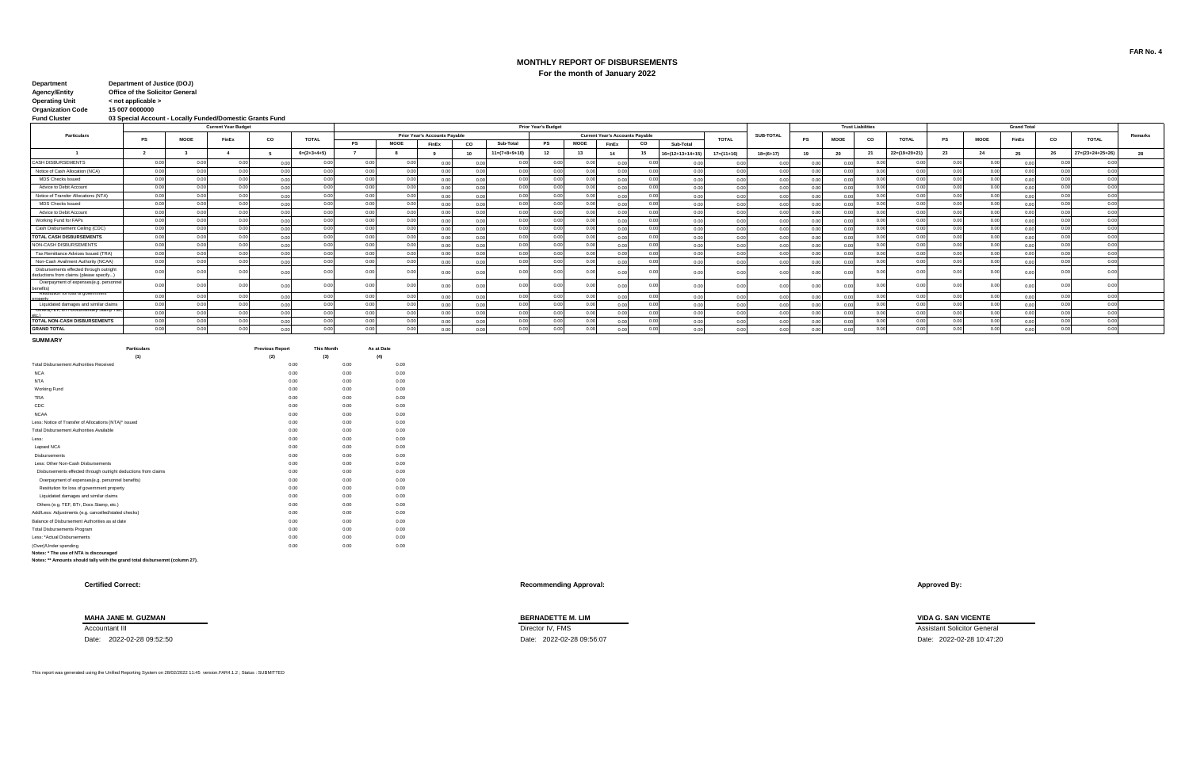FAR No. 4

# MONTHLY REPORT OF DISBURSEMENTS
## For the month of January 2022

**Department** Department of Justice (DOJ)
**Agency/Entity** Office of the Solicitor General
**Operating Unit** < not applicable >
**Organization Code** 15 007 0000000
**Fund Cluster** 03 Special Account - Locally Funded/Domestic Grants Fund

| Particulars | Current Year Budget | | | | | Prior Year's Budget | | | | | | | | | | | | SUB-TOTAL | Trust Liabilities | | | | Grand Total | | | | | Remarks |
|---|---|---|---|---|---|---|---|---|---|---|---|---|---|---|---|---|---|---|---|---|---|---|---|---|---|---|---|---|
| | PS | MOOE | FinEx | CO | TOTAL | Prior Year's Accounts Payable | | | | | Current Year's Accounts Payable | | | | | TOTAL | | | PS | MOOE | CO | TOTAL | PS | MOOE | FinEx | CO | TOTAL | |
| | | | | | | PS | MOOE | FinEx | CO | Sub-Total | PS | MOOE | FinEx | CO | Sub-Total | | | | | | | | | | | | | |
| 1 | 2 | 3 | 4 | 5 | 6=(2+3+4+5) | 7 | 8 | 9 | 10 | 11=(7+8+9+10) | 12 | 13 | 14 | 15 | 16=(12+13+14+15) | 17=(11+16) | | 18=(6+17) | 19 | 20 | 21 | 22=(19+20+21) | 23 | 24 | 25 | 26 | 27=(23+24+25+26) | 28 |
| CASH DISBURSEMENTS | 0.00 | 0.00 | 0.00 | 0.00 | 0.00 | 0.00 | 0.00 | 0.00 | 0.00 | 0.00 | 0.00 | 0.00 | 0.00 | 0.00 | 0.00 | 0.00 | | 0.00 | 0.00 | 0.00 | 0.00 | 0.00 | 0.00 | 0.00 | 0.00 | 0.00 | 0.00 | |
| Notice of Cash Allocation (NCA) | 0.00 | 0.00 | 0.00 | 0.00 | 0.00 | 0.00 | 0.00 | 0.00 | 0.00 | 0.00 | 0.00 | 0.00 | 0.00 | 0.00 | 0.00 | 0.00 | | 0.00 | 0.00 | 0.00 | 0.00 | 0.00 | 0.00 | 0.00 | 0.00 | 0.00 | 0.00 | |
| MDS Checks Issued | 0.00 | 0.00 | 0.00 | 0.00 | 0.00 | 0.00 | 0.00 | 0.00 | 0.00 | 0.00 | 0.00 | 0.00 | 0.00 | 0.00 | 0.00 | 0.00 | | 0.00 | 0.00 | 0.00 | 0.00 | 0.00 | 0.00 | 0.00 | 0.00 | 0.00 | 0.00 | |
| Advice to Debit Account | 0.00 | 0.00 | 0.00 | 0.00 | 0.00 | 0.00 | 0.00 | 0.00 | 0.00 | 0.00 | 0.00 | 0.00 | 0.00 | 0.00 | 0.00 | 0.00 | | 0.00 | 0.00 | 0.00 | 0.00 | 0.00 | 0.00 | 0.00 | 0.00 | 0.00 | 0.00 | |
| Notice of Transfer Allocations (NTA) | 0.00 | 0.00 | 0.00 | 0.00 | 0.00 | 0.00 | 0.00 | 0.00 | 0.00 | 0.00 | 0.00 | 0.00 | 0.00 | 0.00 | 0.00 | 0.00 | | 0.00 | 0.00 | 0.00 | 0.00 | 0.00 | 0.00 | 0.00 | 0.00 | 0.00 | 0.00 | |
| MDS Checks Issued | 0.00 | 0.00 | 0.00 | 0.00 | 0.00 | 0.00 | 0.00 | 0.00 | 0.00 | 0.00 | 0.00 | 0.00 | 0.00 | 0.00 | 0.00 | 0.00 | | 0.00 | 0.00 | 0.00 | 0.00 | 0.00 | 0.00 | 0.00 | 0.00 | 0.00 | 0.00 | |
| Advice to Debit Account | 0.00 | 0.00 | 0.00 | 0.00 | 0.00 | 0.00 | 0.00 | 0.00 | 0.00 | 0.00 | 0.00 | 0.00 | 0.00 | 0.00 | 0.00 | 0.00 | | 0.00 | 0.00 | 0.00 | 0.00 | 0.00 | 0.00 | 0.00 | 0.00 | 0.00 | 0.00 | |
| Working Fund for FAPs | 0.00 | 0.00 | 0.00 | 0.00 | 0.00 | 0.00 | 0.00 | 0.00 | 0.00 | 0.00 | 0.00 | 0.00 | 0.00 | 0.00 | 0.00 | 0.00 | | 0.00 | 0.00 | 0.00 | 0.00 | 0.00 | 0.00 | 0.00 | 0.00 | 0.00 | 0.00 | |
| Cash Disbursement Ceiling (CDC) | 0.00 | 0.00 | 0.00 | 0.00 | 0.00 | 0.00 | 0.00 | 0.00 | 0.00 | 0.00 | 0.00 | 0.00 | 0.00 | 0.00 | 0.00 | 0.00 | | 0.00 | 0.00 | 0.00 | 0.00 | 0.00 | 0.00 | 0.00 | 0.00 | 0.00 | 0.00 | |
| TOTAL CASH DISBURSEMENTS | 0.00 | 0.00 | 0.00 | 0.00 | 0.00 | 0.00 | 0.00 | 0.00 | 0.00 | 0.00 | 0.00 | 0.00 | 0.00 | 0.00 | 0.00 | 0.00 | | 0.00 | 0.00 | 0.00 | 0.00 | 0.00 | 0.00 | 0.00 | 0.00 | 0.00 | 0.00 | |
| NON-CASH DISBURSEMENTS | 0.00 | 0.00 | 0.00 | 0.00 | 0.00 | 0.00 | 0.00 | 0.00 | 0.00 | 0.00 | 0.00 | 0.00 | 0.00 | 0.00 | 0.00 | 0.00 | | 0.00 | 0.00 | 0.00 | 0.00 | 0.00 | 0.00 | 0.00 | 0.00 | 0.00 | 0.00 | |
| Tax Remittance Advices Issued (TRA) | 0.00 | 0.00 | 0.00 | 0.00 | 0.00 | 0.00 | 0.00 | 0.00 | 0.00 | 0.00 | 0.00 | 0.00 | 0.00 | 0.00 | 0.00 | 0.00 | | 0.00 | 0.00 | 0.00 | 0.00 | 0.00 | 0.00 | 0.00 | 0.00 | 0.00 | 0.00 | |
| Non-Cash Availment Authority (NCAA) | 0.00 | 0.00 | 0.00 | 0.00 | 0.00 | 0.00 | 0.00 | 0.00 | 0.00 | 0.00 | 0.00 | 0.00 | 0.00 | 0.00 | 0.00 | 0.00 | | 0.00 | 0.00 | 0.00 | 0.00 | 0.00 | 0.00 | 0.00 | 0.00 | 0.00 | 0.00 | |
| Disbursements effected through outright deductions from claims (please specify...) | 0.00 | 0.00 | 0.00 | 0.00 | 0.00 | 0.00 | 0.00 | 0.00 | 0.00 | 0.00 | 0.00 | 0.00 | 0.00 | 0.00 | 0.00 | 0.00 | | 0.00 | 0.00 | 0.00 | 0.00 | 0.00 | 0.00 | 0.00 | 0.00 | 0.00 | 0.00 | |
| Overpayment of expenses(e.g. personnel benefits) | 0.00 | 0.00 | 0.00 | 0.00 | 0.00 | 0.00 | 0.00 | 0.00 | 0.00 | 0.00 | 0.00 | 0.00 | 0.00 | 0.00 | 0.00 | 0.00 | | 0.00 | 0.00 | 0.00 | 0.00 | 0.00 | 0.00 | 0.00 | 0.00 | 0.00 | 0.00 | |
| Restitution for loss of government property | 0.00 | 0.00 | 0.00 | 0.00 | 0.00 | 0.00 | 0.00 | 0.00 | 0.00 | 0.00 | 0.00 | 0.00 | 0.00 | 0.00 | 0.00 | 0.00 | | 0.00 | 0.00 | 0.00 | 0.00 | 0.00 | 0.00 | 0.00 | 0.00 | 0.00 | 0.00 | |
| Liquidated damages and similar claims | 0.00 | 0.00 | 0.00 | 0.00 | 0.00 | 0.00 | 0.00 | 0.00 | 0.00 | 0.00 | 0.00 | 0.00 | 0.00 | 0.00 | 0.00 | 0.00 | | 0.00 | 0.00 | 0.00 | 0.00 | 0.00 | 0.00 | 0.00 | 0.00 | 0.00 | 0.00 | |
| Others (TEF, BTr-Documentary Stamp Tax, etc.) | 0.00 | 0.00 | 0.00 | 0.00 | 0.00 | 0.00 | 0.00 | 0.00 | 0.00 | 0.00 | 0.00 | 0.00 | 0.00 | 0.00 | 0.00 | 0.00 | | 0.00 | 0.00 | 0.00 | 0.00 | 0.00 | 0.00 | 0.00 | 0.00 | 0.00 | 0.00 | |
| TOTAL NON-CASH DISBURSEMENTS | 0.00 | 0.00 | 0.00 | 0.00 | 0.00 | 0.00 | 0.00 | 0.00 | 0.00 | 0.00 | 0.00 | 0.00 | 0.00 | 0.00 | 0.00 | 0.00 | | 0.00 | 0.00 | 0.00 | 0.00 | 0.00 | 0.00 | 0.00 | 0.00 | 0.00 | 0.00 | |
| GRAND TOTAL | 0.00 | 0.00 | 0.00 | 0.00 | 0.00 | 0.00 | 0.00 | 0.00 | 0.00 | 0.00 | 0.00 | 0.00 | 0.00 | 0.00 | 0.00 | 0.00 | | 0.00 | 0.00 | 0.00 | 0.00 | 0.00 | 0.00 | 0.00 | 0.00 | 0.00 | 0.00 | |

### SUMMARY

| Particulars | Previous Report | This Month | As at Date |
|---|---|---|---|
| (1) | (2) | (3) | (4) |
| Total Disbursement Authorities Received | 0.00 | 0.00 | 0.00 |
| NCA | 0.00 | 0.00 | 0.00 |
| NTA | 0.00 | 0.00 | 0.00 |
| Working Fund | 0.00 | 0.00 | 0.00 |
| TRA | 0.00 | 0.00 | 0.00 |
| CDC | 0.00 | 0.00 | 0.00 |
| NCAA | 0.00 | 0.00 | 0.00 |
| Less: Notice of Transfer of Allocations (NTA)* issued | 0.00 | 0.00 | 0.00 |
| Total Disbursement Authorities Available | 0.00 | 0.00 | 0.00 |
| Less: | 0.00 | 0.00 | 0.00 |
| Lapsed NCA | 0.00 | 0.00 | 0.00 |
| Disbursements | 0.00 | 0.00 | 0.00 |
| Less: Other Non-Cash Disbursements | 0.00 | 0.00 | 0.00 |
| Disbursements effected through outright deductions from claims | 0.00 | 0.00 | 0.00 |
| Overpayment of expenses(e.g. personnel benefits) | 0.00 | 0.00 | 0.00 |
| Restitution for loss of government property | 0.00 | 0.00 | 0.00 |
| Liquidated damages and similar claims | 0.00 | 0.00 | 0.00 |
| Others (e.g. TEF, BTr, Docs Stamp, etc.) | 0.00 | 0.00 | 0.00 |
| Add/Less: Adjustments (e.g. cancelled/staled checks) | 0.00 | 0.00 | 0.00 |
| Balance of Disbursement Authorities as at date | 0.00 | 0.00 | 0.00 |
| Total Disbursements Program | 0.00 | 0.00 | 0.00 |
| Less: *Actual Disbursements | 0.00 | 0.00 | 0.00 |
| (Over)/Under spending | 0.00 | 0.00 | 0.00 |

**Notes: * The use of NTA is discouraged**
**Notes: ** Amounts should tally with the grand total disbursemnt (column 27).**

**Certified Correct:**

**MAHA JANE M. GUZMAN**
Accountant III
Date: 2022-02-28 09:52:50

**Recommending Approval:**

**BERNADETTE M. LIM**
Director IV, FMS
Date: 2022-02-28 09:56:07

**Approved By:**

**VIDA G. SAN VICENTE**
Assistant Solicitor General
Date: 2022-02-28 10:47:20

This report was generated using the Unified Reporting System on 28/02/2022 11:45 version.FAR4.1.2 ; Status : SUBMITTED